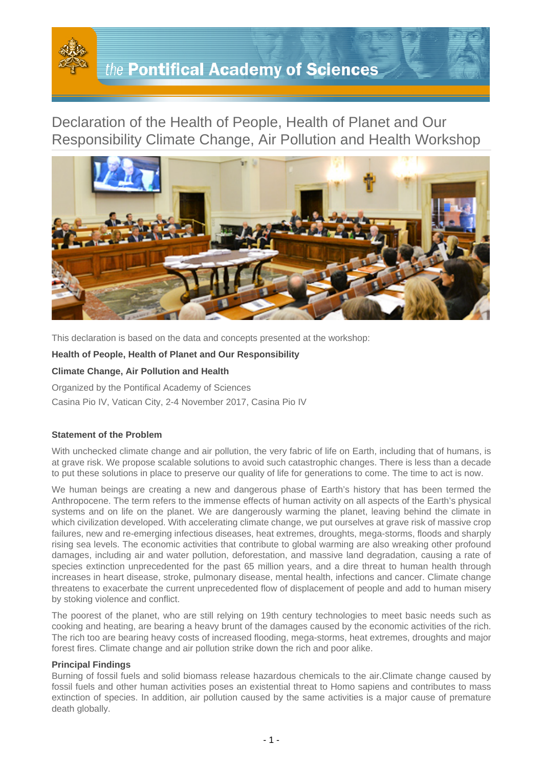# Declaration of the Health of People, Health of Planet and Our Responsibility Climate Change, Air Pollution and Health Workshop

This declaration is based on the data and concepts presented at the workshop:

**Health of People, Health of Planet and Our Responsibility**

**Climate Change, Air Pollution and Health**

Organized by the Pontifical Academy of Sciences

Casina Pio IV, Vatican City, 2-4 November 2017, Casina Pio IV

**Statement of the Problem**

With unchecked climate change and air pollution, the very fabric of life on Earth, including that of humans, is at grave risk. We propose scalable solutions to avoid such catastrophic changes. There is less than a decade to put these solutions in place to preserve our quality of life for generations to come. The time to act is now.

We human beings are creating a new and dangerous phase of Earth's history that has been termed the Anthropocene. The term refers to the immense effects of human activity on all aspects of the Earth's physical systems and on life on the planet. We are dangerously warming the planet, leaving behind the climate in which civilization developed. With accelerating climate change, we put ourselves at grave risk of massive crop failures, new and re-emerging infectious diseases, heat extremes, droughts, mega-storms, floods and sharply rising sea levels. The economic activities that contribute to global warming are also wreaking other profound damages, including air and water pollution, deforestation, and massive land degradation, causing a rate of species extinction unprecedented for the past 65 million years, and a dire threat to human health through increases in heart disease, stroke, pulmonary disease, mental health, infections and cancer. Climate change threatens to exacerbate the current unprecedented flow of displacement of people and add to human misery by stoking violence and conflict.

The poorest of the planet, who are still relying on 19th century technologies to meet basic needs such as cooking and heating, are bearing a heavy brunt of the damages caused by the economic activities of the rich. The rich too are bearing heavy costs of increased flooding, mega-storms, heat extremes, droughts and major forest fires. Climate change and air pollution strike down the rich and poor alike.

**Principal Findings**

Burning of fossil fuels and solid biomass release hazardous chemicals to the air.Climate change caused by fossil fuels and other human activities poses an existential threat to Homo sapiens and contributes to mass extinction of species. In addition, air pollution caused by the same activities is a major cause of premature death globally.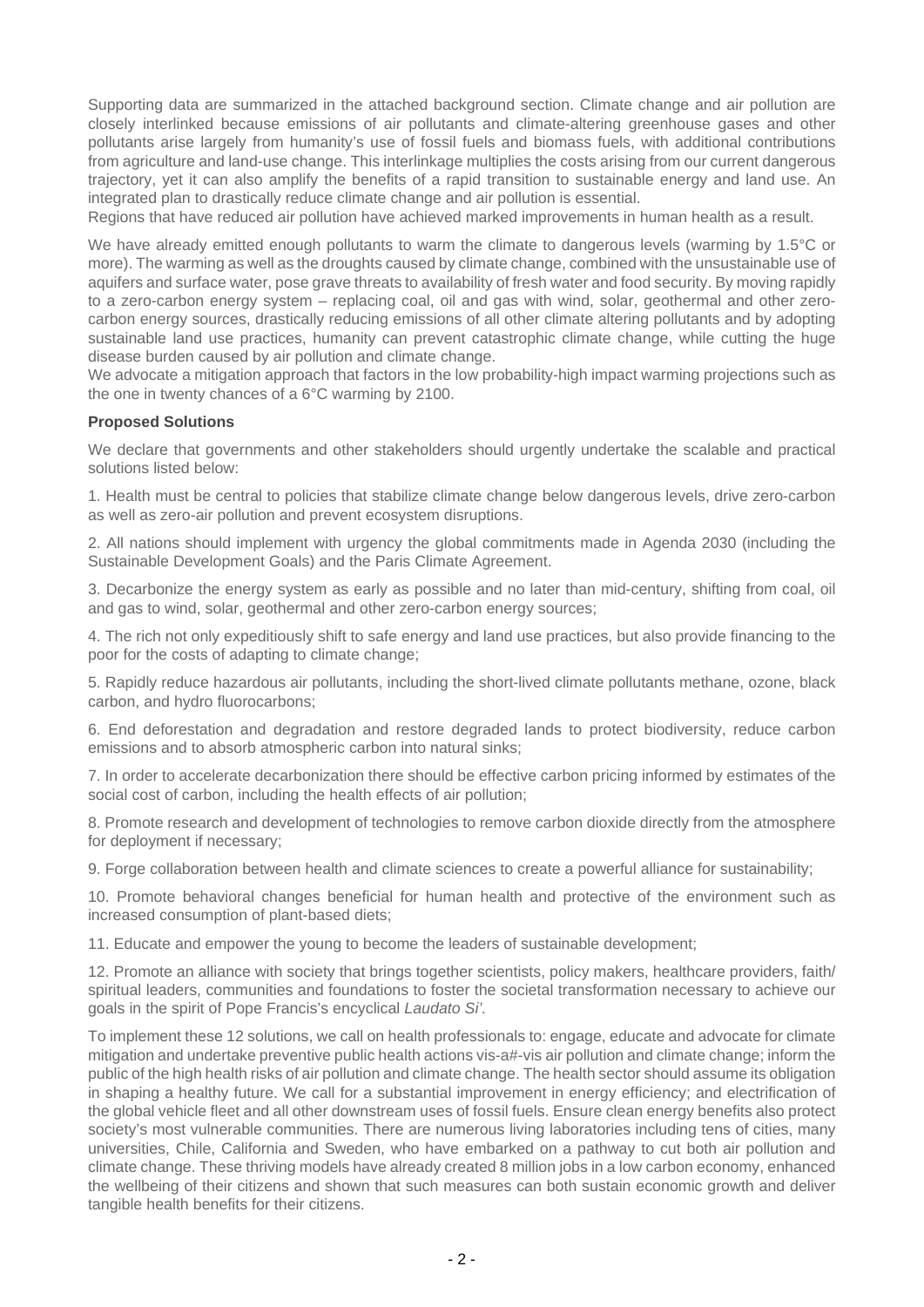Supporting data are summarized in the attached background section. Climate change and air pollution are closely interlinked because emissions of air pollutants and climate-altering greenhouse gases and other pollutants arise largely from humanity's use of fossil fuels and biomass fuels, with additional contributions from agriculture and land-use change. This interlinkage multiplies the costs arising from our current dangerous trajectory, yet it can also amplify the benefits of a rapid transition to sustainable energy and land use. An integrated plan to drastically reduce climate change and air pollution is essential.
Regions that have reduced air pollution have achieved marked improvements in human health as a result.

We have already emitted enough pollutants to warm the climate to dangerous levels (warming by 1.5°C or more). The warming as well as the droughts caused by climate change, combined with the unsustainable use of aquifers and surface water, pose grave threats to availability of fresh water and food security. By moving rapidly to a zero-carbon energy system – replacing coal, oil and gas with wind, solar, geothermal and other zero-carbon energy sources, drastically reducing emissions of all other climate altering pollutants and by adopting sustainable land use practices, humanity can prevent catastrophic climate change, while cutting the huge disease burden caused by air pollution and climate change.
We advocate a mitigation approach that factors in the low probability-high impact warming projections such as the one in twenty chances of a 6°C warming by 2100.

**Proposed Solutions**

We declare that governments and other stakeholders should urgently undertake the scalable and practical solutions listed below:

1. Health must be central to policies that stabilize climate change below dangerous levels, drive zero-carbon as well as zero-air pollution and prevent ecosystem disruptions.

2. All nations should implement with urgency the global commitments made in Agenda 2030 (including the Sustainable Development Goals) and the Paris Climate Agreement.

3. Decarbonize the energy system as early as possible and no later than mid-century, shifting from coal, oil and gas to wind, solar, geothermal and other zero-carbon energy sources;

4. The rich not only expeditiously shift to safe energy and land use practices, but also provide financing to the poor for the costs of adapting to climate change;

5. Rapidly reduce hazardous air pollutants, including the short-lived climate pollutants methane, ozone, black carbon, and hydro fluorocarbons;

6. End deforestation and degradation and restore degraded lands to protect biodiversity, reduce carbon emissions and to absorb atmospheric carbon into natural sinks;

7. In order to accelerate decarbonization there should be effective carbon pricing informed by estimates of the social cost of carbon, including the health effects of air pollution;

8. Promote research and development of technologies to remove carbon dioxide directly from the atmosphere for deployment if necessary;

9. Forge collaboration between health and climate sciences to create a powerful alliance for sustainability;

10. Promote behavioral changes beneficial for human health and protective of the environment such as increased consumption of plant-based diets;

11. Educate and empower the young to become the leaders of sustainable development;

12. Promote an alliance with society that brings together scientists, policy makers, healthcare providers, faith/ spiritual leaders, communities and foundations to foster the societal transformation necessary to achieve our goals in the spirit of Pope Francis's encyclical *Laudato Si'*.

To implement these 12 solutions, we call on health professionals to: engage, educate and advocate for climate mitigation and undertake preventive public health actions vis-a#-vis air pollution and climate change; inform the public of the high health risks of air pollution and climate change. The health sector should assume its obligation in shaping a healthy future. We call for a substantial improvement in energy efficiency; and electrification of the global vehicle fleet and all other downstream uses of fossil fuels. Ensure clean energy benefits also protect society's most vulnerable communities. There are numerous living laboratories including tens of cities, many universities, Chile, California and Sweden, who have embarked on a pathway to cut both air pollution and climate change. These thriving models have already created 8 million jobs in a low carbon economy, enhanced the wellbeing of their citizens and shown that such measures can both sustain economic growth and deliver tangible health benefits for their citizens.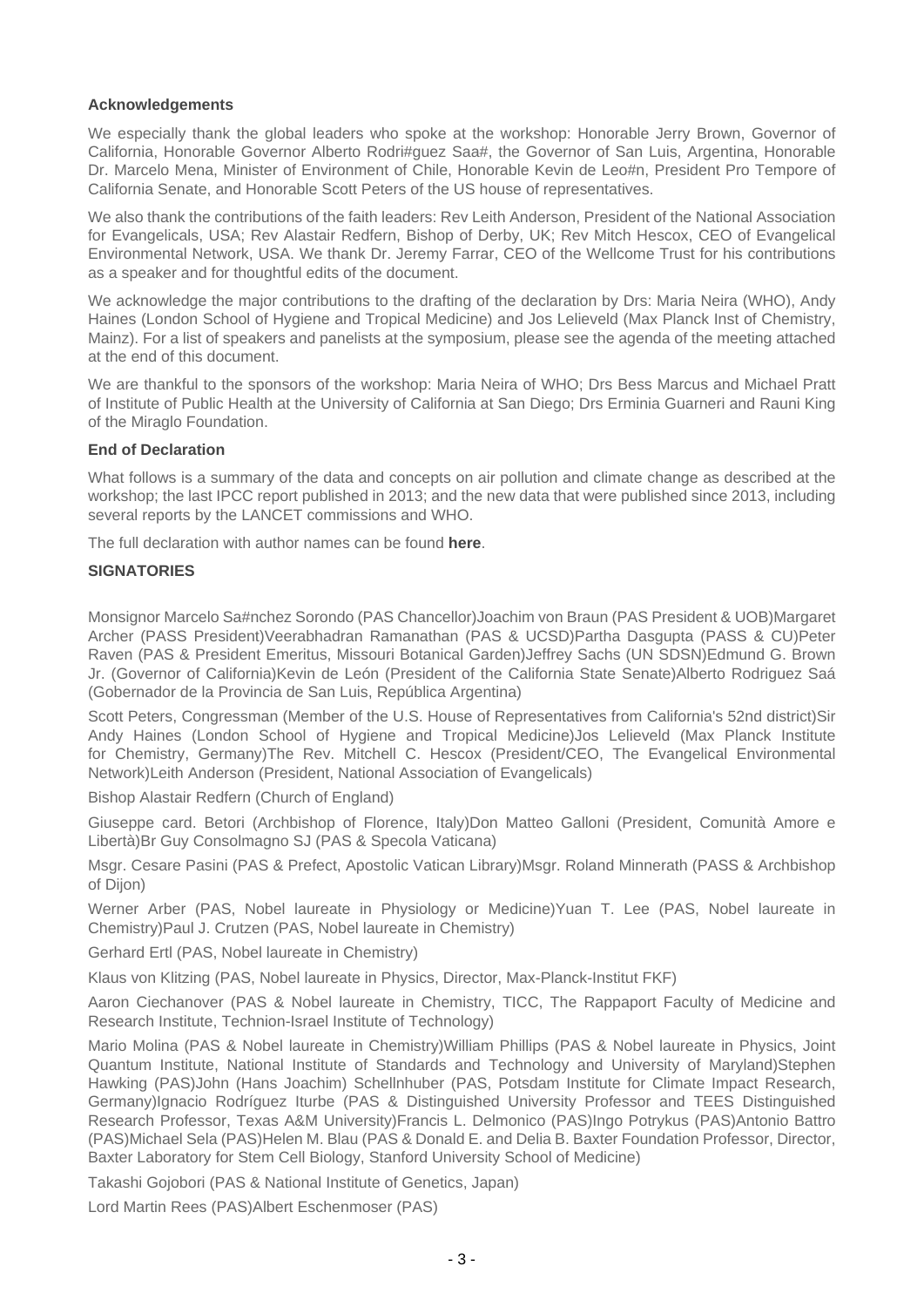**Acknowledgements**

We especially thank the global leaders who spoke at the workshop: Honorable Jerry Brown, Governor of California, Honorable Governor Alberto Rodri#guez Saa#, the Governor of San Luis, Argentina, Honorable Dr. Marcelo Mena, Minister of Environment of Chile, Honorable Kevin de Leo#n, President Pro Tempore of California Senate, and Honorable Scott Peters of the US house of representatives.

We also thank the contributions of the faith leaders: Rev Leith Anderson, President of the National Association for Evangelicals, USA; Rev Alastair Redfern, Bishop of Derby, UK; Rev Mitch Hescox, CEO of Evangelical Environmental Network, USA. We thank Dr. Jeremy Farrar, CEO of the Wellcome Trust for his contributions as a speaker and for thoughtful edits of the document.

We acknowledge the major contributions to the drafting of the declaration by Drs: Maria Neira (WHO), Andy Haines (London School of Hygiene and Tropical Medicine) and Jos Lelieveld (Max Planck Inst of Chemistry, Mainz). For a list of speakers and panelists at the symposium, please see the agenda of the meeting attached at the end of this document.

We are thankful to the sponsors of the workshop: Maria Neira of WHO; Drs Bess Marcus and Michael Pratt of Institute of Public Health at the University of California at San Diego; Drs Erminia Guarneri and Rauni King of the Miraglo Foundation.

**End of Declaration**

What follows is a summary of the data and concepts on air pollution and climate change as described at the workshop; the last IPCC report published in 2013; and the new data that were published since 2013, including several reports by the LANCET commissions and WHO.

The full declaration with author names can be found **here**.

**SIGNATORIES**

Monsignor Marcelo Sa#nchez Sorondo (PAS Chancellor)Joachim von Braun (PAS President & UOB)Margaret Archer (PASS President)Veerabhadran Ramanathan (PAS & UCSD)Partha Dasgupta (PASS & CU)Peter Raven (PAS & President Emeritus, Missouri Botanical Garden)Jeffrey Sachs (UN SDSN)Edmund G. Brown Jr. (Governor of California)Kevin de León (President of the California State Senate)Alberto Rodriguez Saá (Gobernador de la Provincia de San Luis, República Argentina)

Scott Peters, Congressman (Member of the U.S. House of Representatives from California's 52nd district)Sir Andy Haines (London School of Hygiene and Tropical Medicine)Jos Lelieveld (Max Planck Institute for Chemistry, Germany)The Rev. Mitchell C. Hescox (President/CEO, The Evangelical Environmental Network)Leith Anderson (President, National Association of Evangelicals)

Bishop Alastair Redfern (Church of England)

Giuseppe card. Betori (Archbishop of Florence, Italy)Don Matteo Galloni (President, Comunità Amore e Libertà)Br Guy Consolmagno SJ (PAS & Specola Vaticana)

Msgr. Cesare Pasini (PAS & Prefect, Apostolic Vatican Library)Msgr. Roland Minnerath (PASS & Archbishop of Dijon)

Werner Arber (PAS, Nobel laureate in Physiology or Medicine)Yuan T. Lee (PAS, Nobel laureate in Chemistry)Paul J. Crutzen (PAS, Nobel laureate in Chemistry)

Gerhard Ertl (PAS, Nobel laureate in Chemistry)

Klaus von Klitzing (PAS, Nobel laureate in Physics, Director, Max-Planck-Institut FKF)

Aaron Ciechanover (PAS & Nobel laureate in Chemistry, TICC, The Rappaport Faculty of Medicine and Research Institute, Technion-Israel Institute of Technology)

Mario Molina (PAS & Nobel laureate in Chemistry)William Phillips (PAS & Nobel laureate in Physics, Joint Quantum Institute, National Institute of Standards and Technology and University of Maryland)Stephen Hawking (PAS)John (Hans Joachim) Schellnhuber (PAS, Potsdam Institute for Climate Impact Research, Germany)Ignacio Rodríguez Iturbe (PAS & Distinguished University Professor and TEES Distinguished Research Professor, Texas A&M University)Francis L. Delmonico (PAS)Ingo Potrykus (PAS)Antonio Battro (PAS)Michael Sela (PAS)Helen M. Blau (PAS & Donald E. and Delia B. Baxter Foundation Professor, Director, Baxter Laboratory for Stem Cell Biology, Stanford University School of Medicine)

Takashi Gojobori (PAS & National Institute of Genetics, Japan)

Lord Martin Rees (PAS)Albert Eschenmoser (PAS)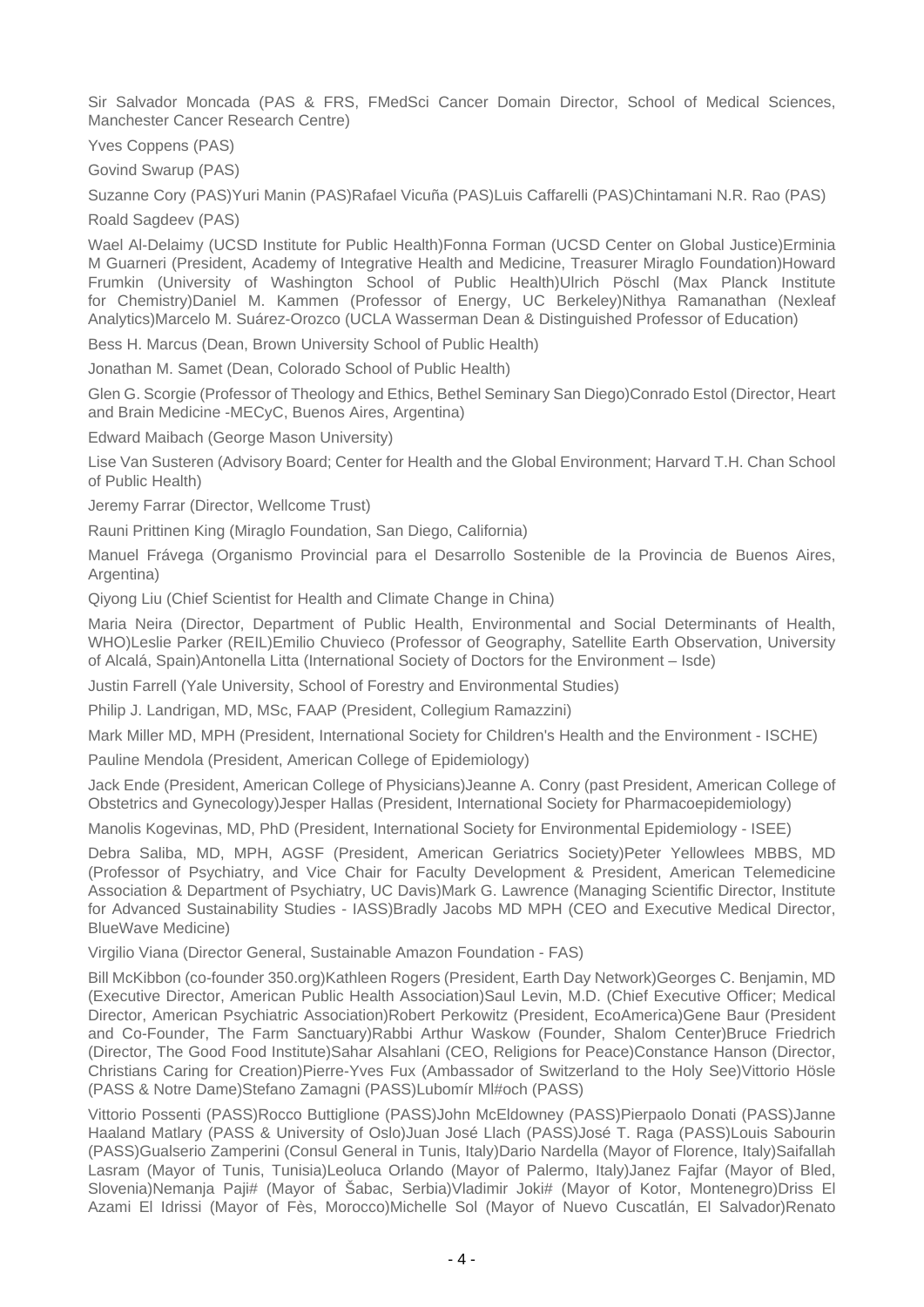Sir Salvador Moncada (PAS & FRS, FMedSci Cancer Domain Director, School of Medical Sciences, Manchester Cancer Research Centre)

Yves Coppens (PAS)

Govind Swarup (PAS)

Suzanne Cory (PAS)Yuri Manin (PAS)Rafael Vicuña (PAS)Luis Caffarelli (PAS)Chintamani N.R. Rao (PAS)

Roald Sagdeev (PAS)

Wael Al-Delaimy (UCSD Institute for Public Health)Fonna Forman (UCSD Center on Global Justice)Erminia M Guarneri (President, Academy of Integrative Health and Medicine, Treasurer Miraglo Foundation)Howard Frumkin (University of Washington School of Public Health)Ulrich Pöschl (Max Planck Institute for Chemistry)Daniel M. Kammen (Professor of Energy, UC Berkeley)Nithya Ramanathan (Nexleaf Analytics)Marcelo M. Suárez-Orozco (UCLA Wasserman Dean & Distinguished Professor of Education)

Bess H. Marcus (Dean, Brown University School of Public Health)

Jonathan M. Samet (Dean, Colorado School of Public Health)

Glen G. Scorgie (Professor of Theology and Ethics, Bethel Seminary San Diego)Conrado Estol (Director, Heart and Brain Medicine -MECyC, Buenos Aires, Argentina)

Edward Maibach (George Mason University)

Lise Van Susteren (Advisory Board; Center for Health and the Global Environment; Harvard T.H. Chan School of Public Health)

Jeremy Farrar (Director, Wellcome Trust)

Rauni Prittinen King (Miraglo Foundation, San Diego, California)

Manuel Frávega (Organismo Provincial para el Desarrollo Sostenible de la Provincia de Buenos Aires, Argentina)

Qiyong Liu (Chief Scientist for Health and Climate Change in China)

Maria Neira (Director, Department of Public Health, Environmental and Social Determinants of Health, WHO)Leslie Parker (REIL)Emilio Chuvieco (Professor of Geography, Satellite Earth Observation, University of Alcalá, Spain)Antonella Litta (International Society of Doctors for the Environment – Isde)

Justin Farrell (Yale University, School of Forestry and Environmental Studies)

Philip J. Landrigan, MD, MSc, FAAP (President, Collegium Ramazzini)

Mark Miller MD, MPH (President, International Society for Children's Health and the Environment - ISCHE)

Pauline Mendola (President, American College of Epidemiology)

Jack Ende (President, American College of Physicians)Jeanne A. Conry (past President, American College of Obstetrics and Gynecology)Jesper Hallas (President, International Society for Pharmacoepidemiology)

Manolis Kogevinas, MD, PhD (President, International Society for Environmental Epidemiology - ISEE)

Debra Saliba, MD, MPH, AGSF (President, American Geriatrics Society)Peter Yellowlees MBBS, MD (Professor of Psychiatry, and Vice Chair for Faculty Development & President, American Telemedicine Association & Department of Psychiatry, UC Davis)Mark G. Lawrence (Managing Scientific Director, Institute for Advanced Sustainability Studies - IASS)Bradly Jacobs MD MPH (CEO and Executive Medical Director, BlueWave Medicine)

Virgilio Viana (Director General, Sustainable Amazon Foundation - FAS)

Bill McKibbon (co-founder 350.org)Kathleen Rogers (President, Earth Day Network)Georges C. Benjamin, MD (Executive Director, American Public Health Association)Saul Levin, M.D. (Chief Executive Officer; Medical Director, American Psychiatric Association)Robert Perkowitz (President, EcoAmerica)Gene Baur (President and Co-Founder, The Farm Sanctuary)Rabbi Arthur Waskow (Founder, Shalom Center)Bruce Friedrich (Director, The Good Food Institute)Sahar Alsahlani (CEO, Religions for Peace)Constance Hanson (Director, Christians Caring for Creation)Pierre-Yves Fux (Ambassador of Switzerland to the Holy See)Vittorio Hösle (PASS & Notre Dame)Stefano Zamagni (PASS)Lubomír Ml#och (PASS)

Vittorio Possenti (PASS)Rocco Buttiglione (PASS)John McEldowney (PASS)Pierpaolo Donati (PASS)Janne Haaland Matlary (PASS & University of Oslo)Juan José Llach (PASS)José T. Raga (PASS)Louis Sabourin (PASS)Gualserio Zamperini (Consul General in Tunis, Italy)Dario Nardella (Mayor of Florence, Italy)Saifallah Lasram (Mayor of Tunis, Tunisia)Leoluca Orlando (Mayor of Palermo, Italy)Janez Fajfar (Mayor of Bled, Slovenia)Nemanja Paji# (Mayor of Šabac, Serbia)Vladimir Joki# (Mayor of Kotor, Montenegro)Driss El Azami El Idrissi (Mayor of Fès, Morocco)Michelle Sol (Mayor of Nuevo Cuscatlán, El Salvador)Renato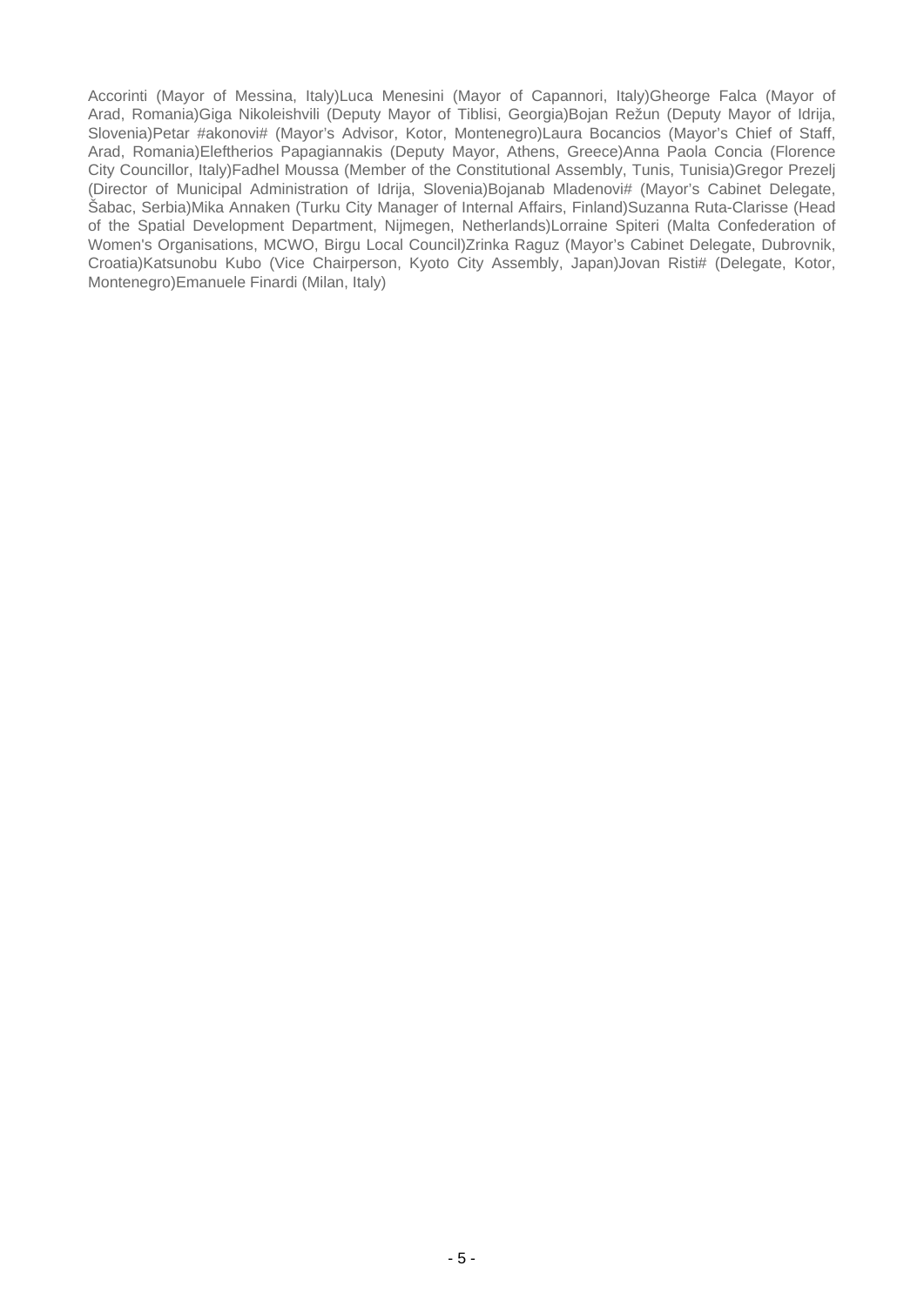Accorinti (Mayor of Messina, Italy)Luca Menesini (Mayor of Capannori, Italy)Gheorge Falca (Mayor of Arad, Romania)Giga Nikoleishvili (Deputy Mayor of Tiblisi, Georgia)Bojan Režun (Deputy Mayor of Idrija, Slovenia)Petar #akonovi# (Mayor's Advisor, Kotor, Montenegro)Laura Bocancios (Mayor's Chief of Staff, Arad, Romania)Eleftherios Papagiannakis (Deputy Mayor, Athens, Greece)Anna Paola Concia (Florence City Councillor, Italy)Fadhel Moussa (Member of the Constitutional Assembly, Tunis, Tunisia)Gregor Prezelj (Director of Municipal Administration of Idrija, Slovenia)Bojanab Mladenovi# (Mayor's Cabinet Delegate, Šabac, Serbia)Mika Annaken (Turku City Manager of Internal Affairs, Finland)Suzanna Ruta-Clarisse (Head of the Spatial Development Department, Nijmegen, Netherlands)Lorraine Spiteri (Malta Confederation of Women's Organisations, MCWO, Birgu Local Council)Zrinka Raguz (Mayor's Cabinet Delegate, Dubrovnik, Croatia)Katsunobu Kubo (Vice Chairperson, Kyoto City Assembly, Japan)Jovan Risti# (Delegate, Kotor, Montenegro)Emanuele Finardi (Milan, Italy)